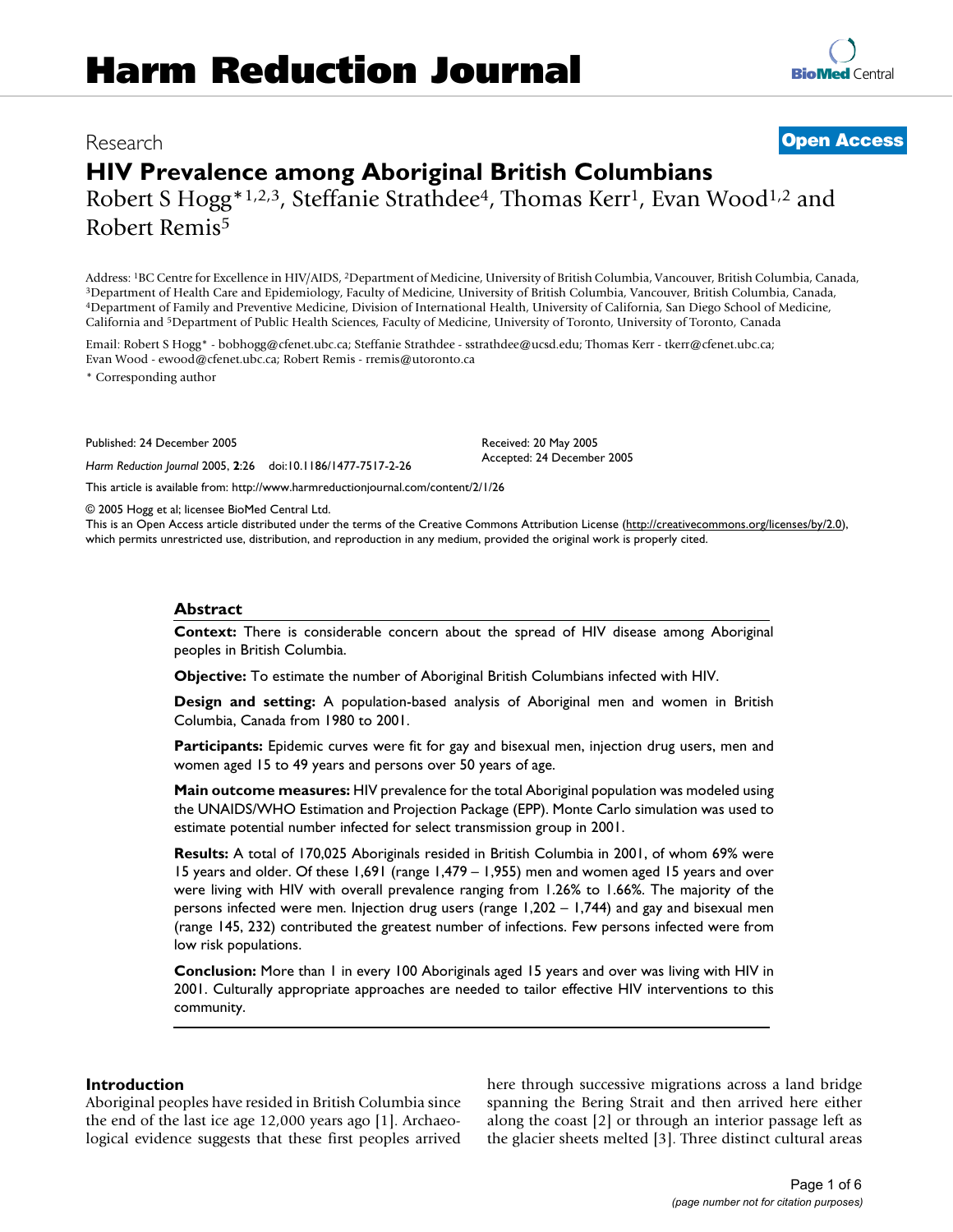Research

**Open Access**

# HIV Prevalence among Aboriginal British Columbians

Robert S Hogg*[1,2,3], Steffanie Strathdee[4], Thomas Kerr[1], Evan Wood[1,2] and Robert Remis[5]

Address: [1]BC Centre for Excellence in HIV/AIDS, [2]Department of Medicine, University of British Columbia, Vancouver, British Columbia, Canada, [3]Department of Health Care and Epidemiology, Faculty of Medicine, University of British Columbia, Vancouver, British Columbia, Canada, [4]Department of Family and Preventive Medicine, Division of International Health, University of California, San Diego School of Medicine, California and [5]Department of Public Health Sciences, Faculty of Medicine, University of Toronto, University of Toronto, Canada

Email: Robert S Hogg* - bobhogg@cfenet.ubc.ca; Steffanie Strathdee - sstrathdee@ucsd.edu; Thomas Kerr - tkerr@cfenet.ubc.ca; Evan Wood - ewood@cfenet.ubc.ca; Robert Remis - rremis@utoronto.ca

\* Corresponding author

Published: 24 December 2005

*Harm Reduction Journal* 2005, **2**:26 doi:10.1186/1477-7517-2-26

Received: 20 May 2005
Accepted: 24 December 2005

This article is available from: http://www.harmreductionjournal.com/content/2/1/26

© 2005 Hogg et al; licensee BioMed Central Ltd.
This is an Open Access article distributed under the terms of the Creative Commons Attribution License (http://creativecommons.org/licenses/by/2.0), which permits unrestricted use, distribution, and reproduction in any medium, provided the original work is properly cited.

## Abstract

**Context:** There is considerable concern about the spread of HIV disease among Aboriginal peoples in British Columbia.

**Objective:** To estimate the number of Aboriginal British Columbians infected with HIV.

**Design and setting:** A population-based analysis of Aboriginal men and women in British Columbia, Canada from 1980 to 2001.

**Participants:** Epidemic curves were fit for gay and bisexual men, injection drug users, men and women aged 15 to 49 years and persons over 50 years of age.

**Main outcome measures:** HIV prevalence for the total Aboriginal population was modeled using the UNAIDS/WHO Estimation and Projection Package (EPP). Monte Carlo simulation was used to estimate potential number infected for select transmission group in 2001.

**Results:** A total of 170,025 Aboriginals resided in British Columbia in 2001, of whom 69% were 15 years and older. Of these 1,691 (range 1,479 – 1,955) men and women aged 15 years and over were living with HIV with overall prevalence ranging from 1.26% to 1.66%. The majority of the persons infected were men. Injection drug users (range 1,202 – 1,744) and gay and bisexual men (range 145, 232) contributed the greatest number of infections. Few persons infected were from low risk populations.

**Conclusion:** More than 1 in every 100 Aboriginals aged 15 years and over was living with HIV in 2001. Culturally appropriate approaches are needed to tailor effective HIV interventions to this community.

## Introduction

Aboriginal peoples have resided in British Columbia since the end of the last ice age 12,000 years ago [1]. Archaeological evidence suggests that these first peoples arrived here through successive migrations across a land bridge spanning the Bering Strait and then arrived here either along the coast [2] or through an interior passage left as the glacier sheets melted [3]. Three distinct cultural areas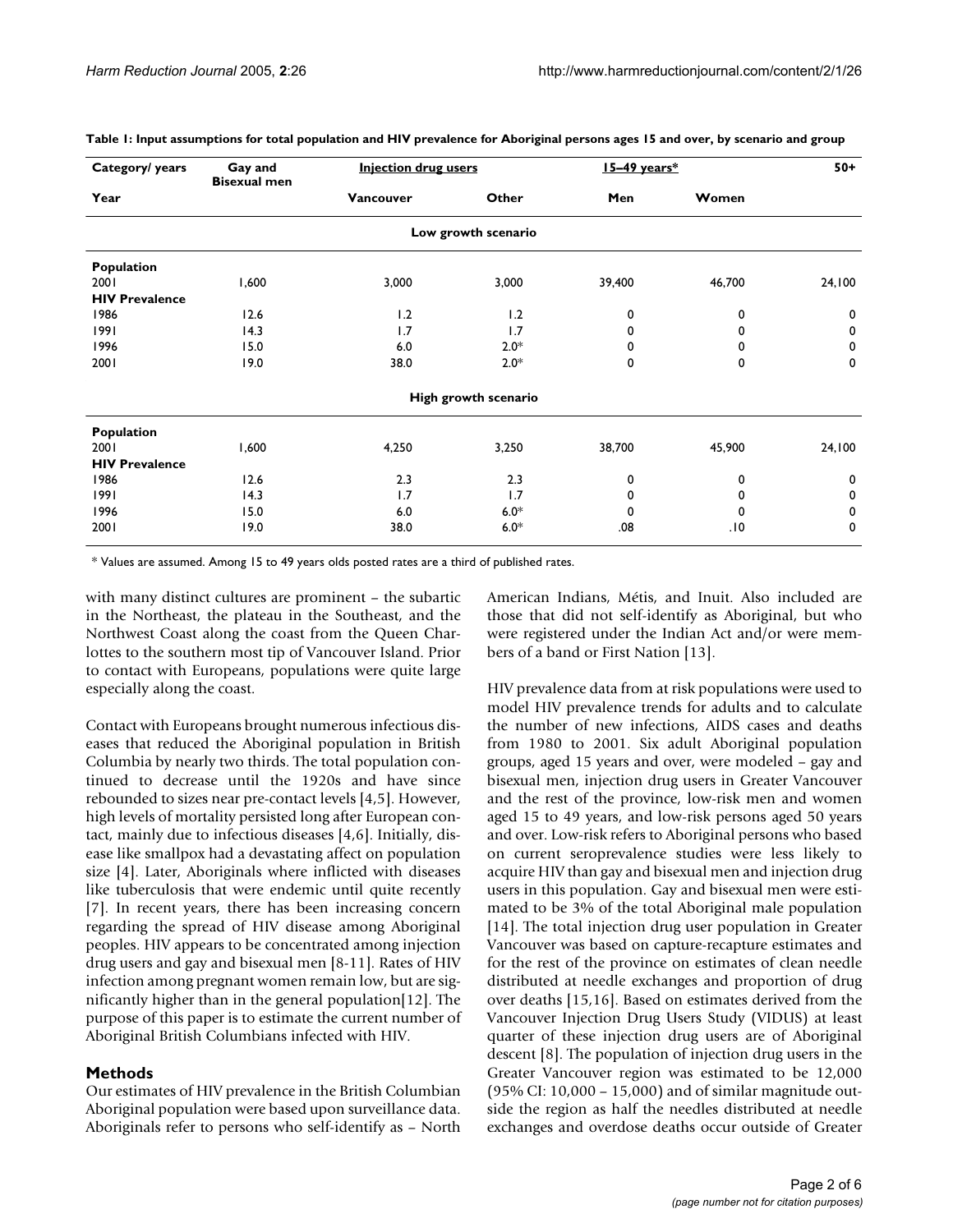**Table 1: Input assumptions for total population and HIV prevalence for Aboriginal persons ages 15 and over, by scenario and group**

| Category/ years | Gay and Bisexual men | Injection drug users | | 15–49 years* | | 50+ |
|---|---|---|---|---|---|---|
| Year | | Vancouver | Other | Men | Women | |
| **Low growth scenario** | | | | | | |
| **Population** | | | | | | |
| 2001 | 1,600 | 3,000 | 3,000 | 39,400 | 46,700 | 24,100 |
| **HIV Prevalence** | | | | | | |
| 1986 | 12.6 | 1.2 | 1.2 | 0 | 0 | 0 |
| 1991 | 14.3 | 1.7 | 1.7 | 0 | 0 | 0 |
| 1996 | 15.0 | 6.0 | 2.0* | 0 | 0 | 0 |
| 2001 | 19.0 | 38.0 | 2.0* | 0 | 0 | 0 |
| **High growth scenario** | | | | | | |
| **Population** | | | | | | |
| 2001 | 1,600 | 4,250 | 3,250 | 38,700 | 45,900 | 24,100 |
| **HIV Prevalence** | | | | | | |
| 1986 | 12.6 | 2.3 | 2.3 | 0 | 0 | 0 |
| 1991 | 14.3 | 1.7 | 1.7 | 0 | 0 | 0 |
| 1996 | 15.0 | 6.0 | 6.0* | 0 | 0 | 0 |
| 2001 | 19.0 | 38.0 | 6.0* | .08 | .10 | 0 |

* Values are assumed. Among 15 to 49 years olds posted rates are a third of published rates.

with many distinct cultures are prominent – the subartic in the Northeast, the plateau in the Southeast, and the Northwest Coast along the coast from the Queen Charlottes to the southern most tip of Vancouver Island. Prior to contact with Europeans, populations were quite large especially along the coast.

Contact with Europeans brought numerous infectious diseases that reduced the Aboriginal population in British Columbia by nearly two thirds. The total population continued to decrease until the 1920s and have since rebounded to sizes near pre-contact levels [4,5]. However, high levels of mortality persisted long after European contact, mainly due to infectious diseases [4,6]. Initially, disease like smallpox had a devastating affect on population size [4]. Later, Aboriginals where inflicted with diseases like tuberculosis that were endemic until quite recently [7]. In recent years, there has been increasing concern regarding the spread of HIV disease among Aboriginal peoples. HIV appears to be concentrated among injection drug users and gay and bisexual men [8-11]. Rates of HIV infection among pregnant women remain low, but are significantly higher than in the general population[12]. The purpose of this paper is to estimate the current number of Aboriginal British Columbians infected with HIV.

## Methods

Our estimates of HIV prevalence in the British Columbian Aboriginal population were based upon surveillance data. Aboriginals refer to persons who self-identify as – North American Indians, Métis, and Inuit. Also included are those that did not self-identify as Aboriginal, but who were registered under the Indian Act and/or were members of a band or First Nation [13].

HIV prevalence data from at risk populations were used to model HIV prevalence trends for adults and to calculate the number of new infections, AIDS cases and deaths from 1980 to 2001. Six adult Aboriginal population groups, aged 15 years and over, were modeled – gay and bisexual men, injection drug users in Greater Vancouver and the rest of the province, low-risk men and women aged 15 to 49 years, and low-risk persons aged 50 years and over. Low-risk refers to Aboriginal persons who based on current seroprevalence studies were less likely to acquire HIV than gay and bisexual men and injection drug users in this population. Gay and bisexual men were estimated to be 3% of the total Aboriginal male population [14]. The total injection drug user population in Greater Vancouver was based on capture-recapture estimates and for the rest of the province on estimates of clean needle distributed at needle exchanges and proportion of drug over deaths [15,16]. Based on estimates derived from the Vancouver Injection Drug Users Study (VIDUS) at least quarter of these injection drug users are of Aboriginal descent [8]. The population of injection drug users in the Greater Vancouver region was estimated to be 12,000 (95% CI: 10,000 – 15,000) and of similar magnitude outside the region as half the needles distributed at needle exchanges and overdose deaths occur outside of Greater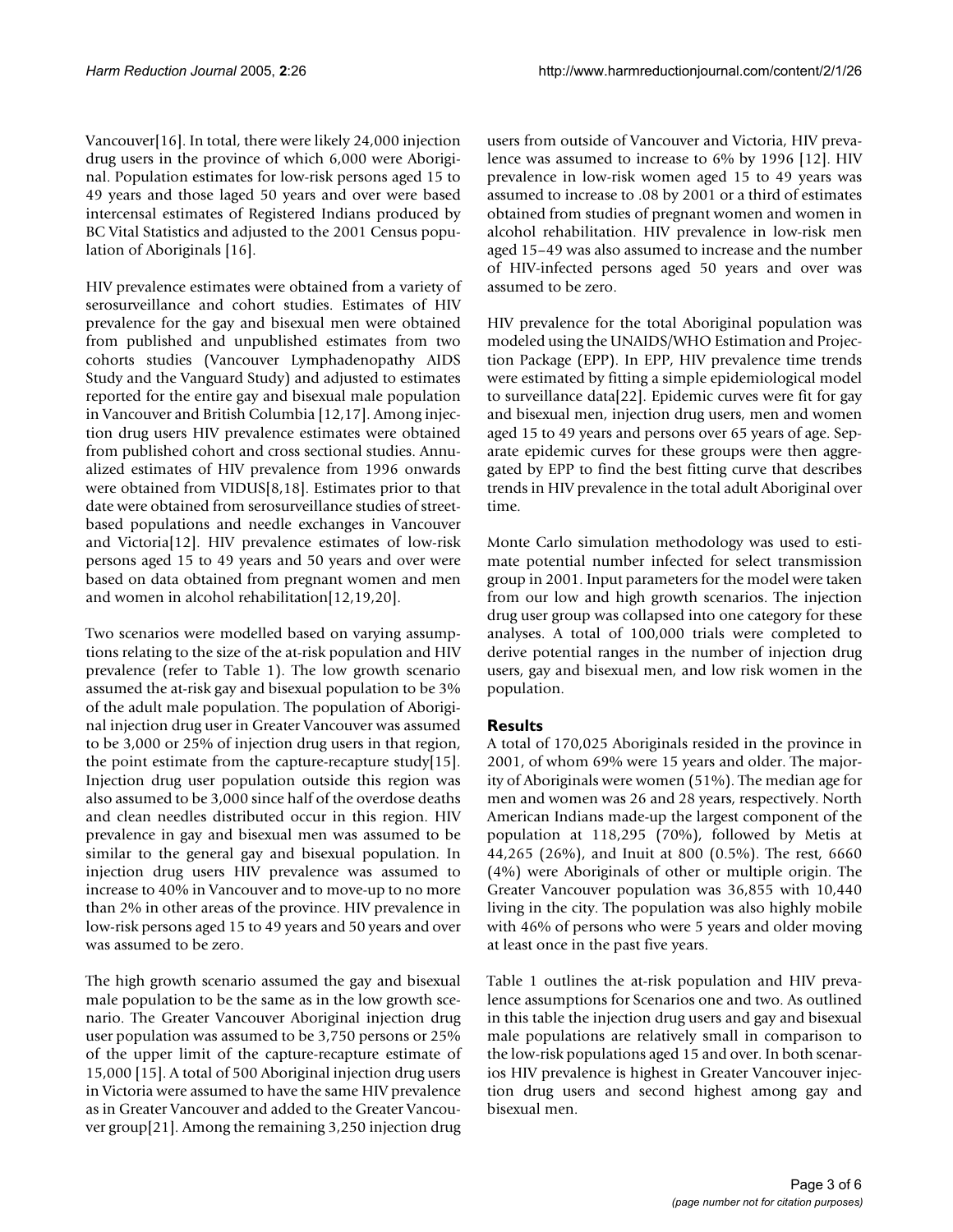Vancouver[16]. In total, there were likely 24,000 injection drug users in the province of which 6,000 were Aboriginal. Population estimates for low-risk persons aged 15 to 49 years and those laged 50 years and over were based intercensal estimates of Registered Indians produced by BC Vital Statistics and adjusted to the 2001 Census population of Aboriginals [16].

HIV prevalence estimates were obtained from a variety of serosurveillance and cohort studies. Estimates of HIV prevalence for the gay and bisexual men were obtained from published and unpublished estimates from two cohorts studies (Vancouver Lymphadenopathy AIDS Study and the Vanguard Study) and adjusted to estimates reported for the entire gay and bisexual male population in Vancouver and British Columbia [12,17]. Among injection drug users HIV prevalence estimates were obtained from published cohort and cross sectional studies. Annualized estimates of HIV prevalence from 1996 onwards were obtained from VIDUS[8,18]. Estimates prior to that date were obtained from serosurveillance studies of street-based populations and needle exchanges in Vancouver and Victoria[12]. HIV prevalence estimates of low-risk persons aged 15 to 49 years and 50 years and over were based on data obtained from pregnant women and men and women in alcohol rehabilitation[12,19,20].

Two scenarios were modelled based on varying assumptions relating to the size of the at-risk population and HIV prevalence (refer to Table 1). The low growth scenario assumed the at-risk gay and bisexual population to be 3% of the adult male population. The population of Aboriginal injection drug user in Greater Vancouver was assumed to be 3,000 or 25% of injection drug users in that region, the point estimate from the capture-recapture study[15]. Injection drug user population outside this region was also assumed to be 3,000 since half of the overdose deaths and clean needles distributed occur in this region. HIV prevalence in gay and bisexual men was assumed to be similar to the general gay and bisexual population. In injection drug users HIV prevalence was assumed to increase to 40% in Vancouver and to move-up to no more than 2% in other areas of the province. HIV prevalence in low-risk persons aged 15 to 49 years and 50 years and over was assumed to be zero.

The high growth scenario assumed the gay and bisexual male population to be the same as in the low growth scenario. The Greater Vancouver Aboriginal injection drug user population was assumed to be 3,750 persons or 25% of the upper limit of the capture-recapture estimate of 15,000 [15]. A total of 500 Aboriginal injection drug users in Victoria were assumed to have the same HIV prevalence as in Greater Vancouver and added to the Greater Vancouver group[21]. Among the remaining 3,250 injection drug users from outside of Vancouver and Victoria, HIV prevalence was assumed to increase to 6% by 1996 [12]. HIV prevalence in low-risk women aged 15 to 49 years was assumed to increase to .08 by 2001 or a third of estimates obtained from studies of pregnant women and women in alcohol rehabilitation. HIV prevalence in low-risk men aged 15–49 was also assumed to increase and the number of HIV-infected persons aged 50 years and over was assumed to be zero.

HIV prevalence for the total Aboriginal population was modeled using the UNAIDS/WHO Estimation and Projection Package (EPP). In EPP, HIV prevalence time trends were estimated by fitting a simple epidemiological model to surveillance data[22]. Epidemic curves were fit for gay and bisexual men, injection drug users, men and women aged 15 to 49 years and persons over 65 years of age. Separate epidemic curves for these groups were then aggregated by EPP to find the best fitting curve that describes trends in HIV prevalence in the total adult Aboriginal over time.

Monte Carlo simulation methodology was used to estimate potential number infected for select transmission group in 2001. Input parameters for the model were taken from our low and high growth scenarios. The injection drug user group was collapsed into one category for these analyses. A total of 100,000 trials were completed to derive potential ranges in the number of injection drug users, gay and bisexual men, and low risk women in the population.

## Results

A total of 170,025 Aboriginals resided in the province in 2001, of whom 69% were 15 years and older. The majority of Aboriginals were women (51%). The median age for men and women was 26 and 28 years, respectively. North American Indians made-up the largest component of the population at 118,295 (70%), followed by Metis at 44,265 (26%), and Inuit at 800 (0.5%). The rest, 6660 (4%) were Aboriginals of other or multiple origin. The Greater Vancouver population was 36,855 with 10,440 living in the city. The population was also highly mobile with 46% of persons who were 5 years and older moving at least once in the past five years.

Table 1 outlines the at-risk population and HIV prevalence assumptions for Scenarios one and two. As outlined in this table the injection drug users and gay and bisexual male populations are relatively small in comparison to the low-risk populations aged 15 and over. In both scenarios HIV prevalence is highest in Greater Vancouver injection drug users and second highest among gay and bisexual men.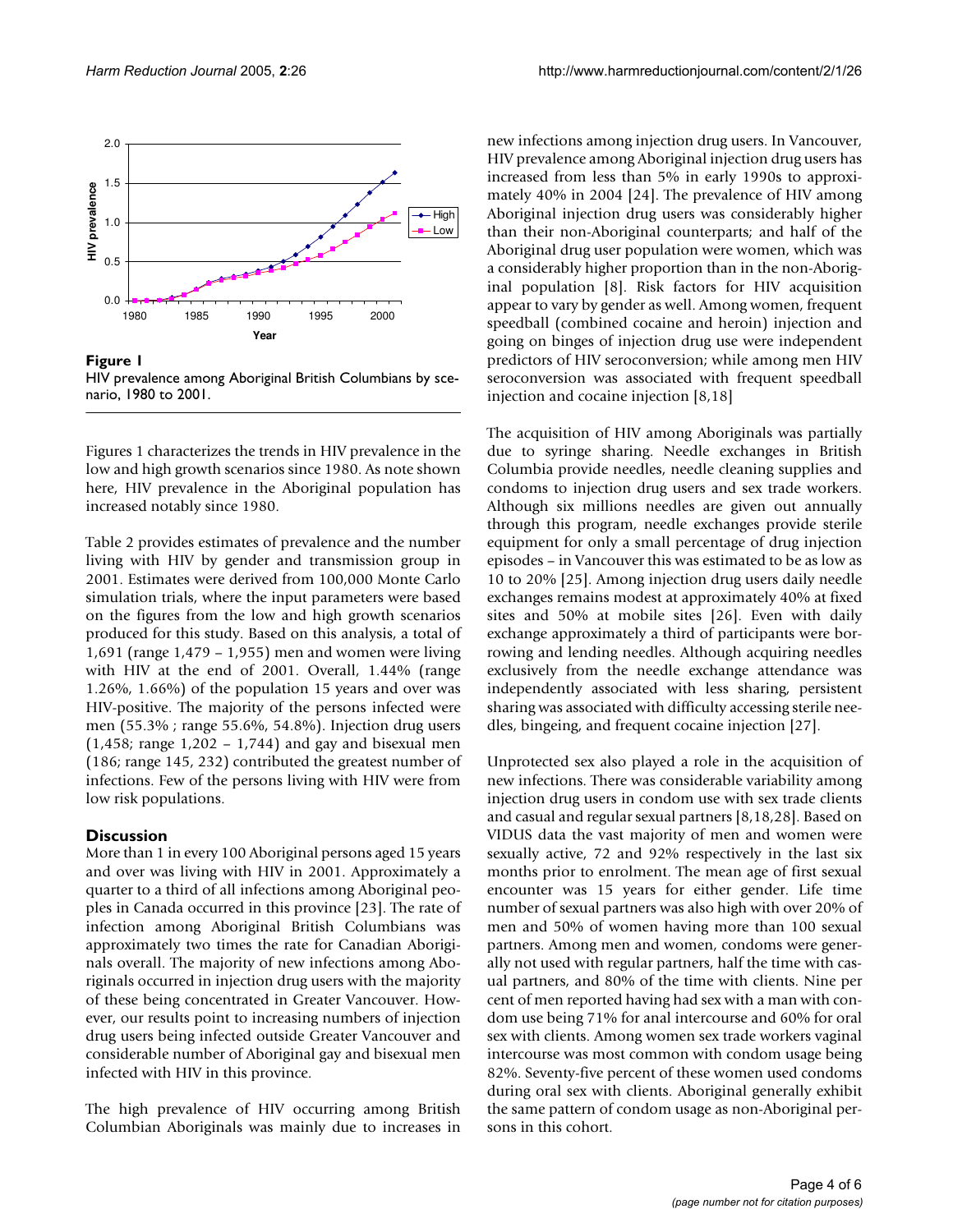**Figure 1**
HIV prevalence among Aboriginal British Columbians by scenario, 1980 to 2001.

Figures 1 characterizes the trends in HIV prevalence in the low and high growth scenarios since 1980. As note shown here, HIV prevalence in the Aboriginal population has increased notably since 1980.

Table 2 provides estimates of prevalence and the number living with HIV by gender and transmission group in 2001. Estimates were derived from 100,000 Monte Carlo simulation trials, where the input parameters were based on the figures from the low and high growth scenarios produced for this study. Based on this analysis, a total of 1,691 (range 1,479 – 1,955) men and women were living with HIV at the end of 2001. Overall, 1.44% (range 1.26%, 1.66%) of the population 15 years and over was HIV-positive. The majority of the persons infected were men (55.3% ; range 55.6%, 54.8%). Injection drug users (1,458; range 1,202 – 1,744) and gay and bisexual men (186; range 145, 232) contributed the greatest number of infections. Few of the persons living with HIV were from low risk populations.

## Discussion

More than 1 in every 100 Aboriginal persons aged 15 years and over was living with HIV in 2001. Approximately a quarter to a third of all infections among Aboriginal peoples in Canada occurred in this province [23]. The rate of infection among Aboriginal British Columbians was approximately two times the rate for Canadian Aboriginals overall. The majority of new infections among Aboriginals occurred in injection drug users with the majority of these being concentrated in Greater Vancouver. However, our results point to increasing numbers of injection drug users being infected outside Greater Vancouver and considerable number of Aboriginal gay and bisexual men infected with HIV in this province.

The high prevalence of HIV occurring among British Columbian Aboriginals was mainly due to increases in new infections among injection drug users. In Vancouver, HIV prevalence among Aboriginal injection drug users has increased from less than 5% in early 1990s to approximately 40% in 2004 [24]. The prevalence of HIV among Aboriginal injection drug users was considerably higher than their non-Aboriginal counterparts; and half of the Aboriginal drug user population were women, which was a considerably higher proportion than in the non-Aboriginal population [8]. Risk factors for HIV acquisition appear to vary by gender as well. Among women, frequent speedball (combined cocaine and heroin) injection and going on binges of injection drug use were independent predictors of HIV seroconversion; while among men HIV seroconversion was associated with frequent speedball injection and cocaine injection [8,18]

The acquisition of HIV among Aboriginals was partially due to syringe sharing. Needle exchanges in British Columbia provide needles, needle cleaning supplies and condoms to injection drug users and sex trade workers. Although six millions needles are given out annually through this program, needle exchanges provide sterile equipment for only a small percentage of drug injection episodes – in Vancouver this was estimated to be as low as 10 to 20% [25]. Among injection drug users daily needle exchanges remains modest at approximately 40% at fixed sites and 50% at mobile sites [26]. Even with daily exchange approximately a third of participants were borrowing and lending needles. Although acquiring needles exclusively from the needle exchange attendance was independently associated with less sharing, persistent sharing was associated with difficulty accessing sterile needles, bingeing, and frequent cocaine injection [27].

Unprotected sex also played a role in the acquisition of new infections. There was considerable variability among injection drug users in condom use with sex trade clients and casual and regular sexual partners [8,18,28]. Based on VIDUS data the vast majority of men and women were sexually active, 72 and 92% respectively in the last six months prior to enrolment. The mean age of first sexual encounter was 15 years for either gender. Life time number of sexual partners was also high with over 20% of men and 50% of women having more than 100 sexual partners. Among men and women, condoms were generally not used with regular partners, half the time with casual partners, and 80% of the time with clients. Nine per cent of men reported having had sex with a man with condom use being 71% for anal intercourse and 60% for oral sex with clients. Among women sex trade workers vaginal intercourse was most common with condom usage being 82%. Seventy-five percent of these women used condoms during oral sex with clients. Aboriginal generally exhibit the same pattern of condom usage as non-Aboriginal persons in this cohort.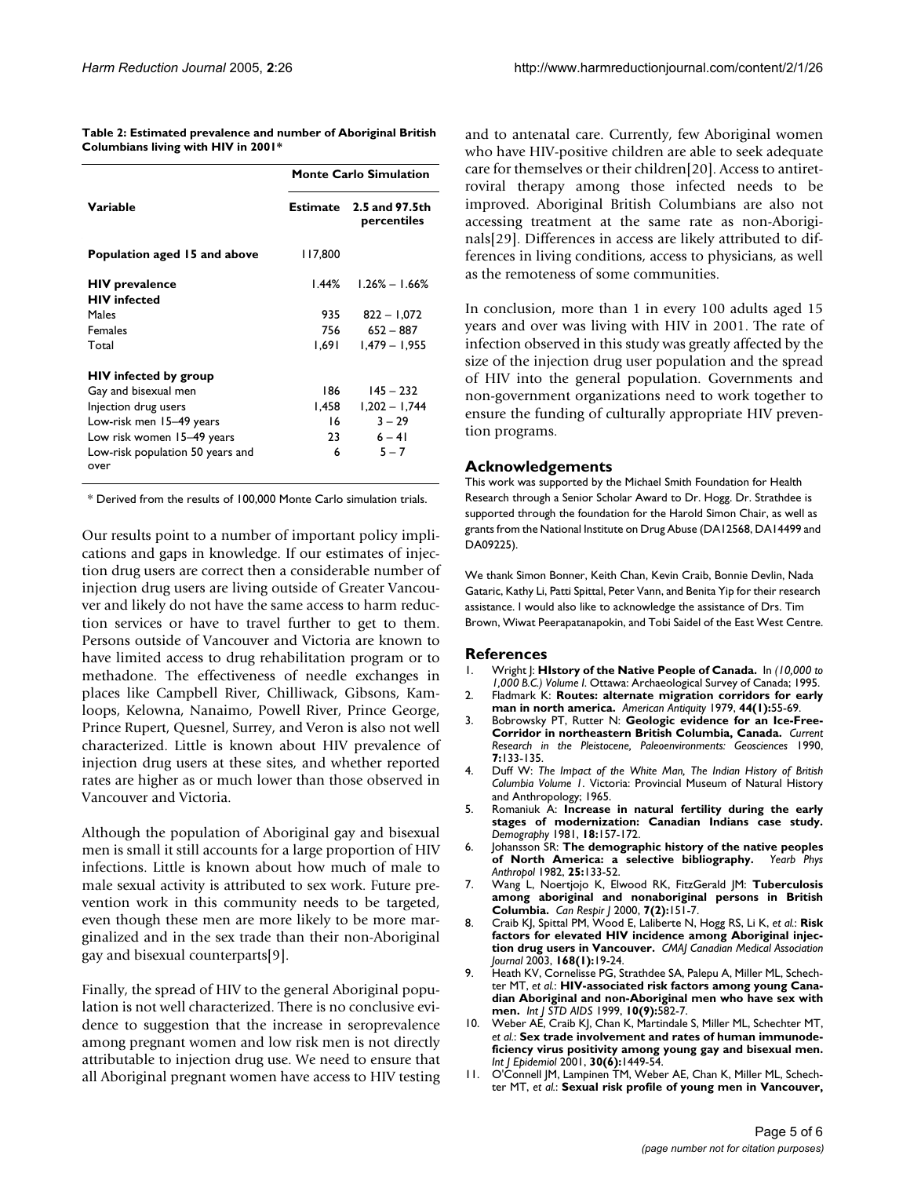**Table 2: Estimated prevalence and number of Aboriginal British Columbians living with HIV in 2001***

| Variable | Monte Carlo Simulation | |
|---|---|---|
| | Estimate | 2.5 and 97.5th percentiles |
| **Population aged 15 and above** | 117,800 | |
| **HIV prevalence** | 1.44% | 1.26% – 1.66% |
| **HIV infected** | | |
| Males | 935 | 822 – 1,072 |
| Females | 756 | 652 – 887 |
| Total | 1,691 | 1,479 – 1,955 |
| **HIV infected by group** | | |
| Gay and bisexual men | 186 | 145 – 232 |
| Injection drug users | 1,458 | 1,202 – 1,744 |
| Low-risk men 15–49 years | 16 | 3 – 29 |
| Low risk women 15–49 years | 23 | 6 – 41 |
| Low-risk population 50 years and over | 6 | 5 – 7 |

* Derived from the results of 100,000 Monte Carlo simulation trials.

Our results point to a number of important policy implications and gaps in knowledge. If our estimates of injection drug users are correct then a considerable number of injection drug users are living outside of Greater Vancouver and likely do not have the same access to harm reduction services or have to travel further to get to them. Persons outside of Vancouver and Victoria are known to have limited access to drug rehabilitation program or to methadone. The effectiveness of needle exchanges in places like Campbell River, Chilliwack, Gibsons, Kamloops, Kelowna, Nanaimo, Powell River, Prince George, Prince Rupert, Quesnel, Surrey, and Veron is also not well characterized. Little is known about HIV prevalence of injection drug users at these sites, and whether reported rates are higher as or much lower than those observed in Vancouver and Victoria.

Although the population of Aboriginal gay and bisexual men is small it still accounts for a large proportion of HIV infections. Little is known about how much of male to male sexual activity is attributed to sex work. Future prevention work in this community needs to be targeted, even though these men are more likely to be more marginalized and in the sex trade than their non-Aboriginal gay and bisexual counterparts[9].

Finally, the spread of HIV to the general Aboriginal population is not well characterized. There is no conclusive evidence to suggestion that the increase in seroprevalence among pregnant women and low risk men is not directly attributable to injection drug use. We need to ensure that all Aboriginal pregnant women have access to HIV testing and to antenatal care. Currently, few Aboriginal women who have HIV-positive children are able to seek adequate care for themselves or their children[20]. Access to antiretroviral therapy among those infected needs to be improved. Aboriginal British Columbians are also not accessing treatment at the same rate as non-Aboriginals[29]. Differences in access are likely attributed to differences in living conditions, access to physicians, as well as the remoteness of some communities.

In conclusion, more than 1 in every 100 adults aged 15 years and over was living with HIV in 2001. The rate of infection observed in this study was greatly affected by the size of the injection drug user population and the spread of HIV into the general population. Governments and non-government organizations need to work together to ensure the funding of culturally appropriate HIV prevention programs.

## Acknowledgements

This work was supported by the Michael Smith Foundation for Health Research through a Senior Scholar Award to Dr. Hogg. Dr. Strathdee is supported through the foundation for the Harold Simon Chair, as well as grants from the National Institute on Drug Abuse (DA12568, DA14499 and DA09225).

We thank Simon Bonner, Keith Chan, Kevin Craib, Bonnie Devlin, Nada Gataric, Kathy Li, Patti Spittal, Peter Vann, and Benita Yip for their research assistance. I would also like to acknowledge the assistance of Drs. Tim Brown, Wiwat Peerapatanapokin, and Tobi Saidel of the East West Centre.

## References

1. Wright J: **HIstory of the Native People of Canada.** In *(10,000 to 1,000 B.C.) Volume I.* Ottawa: Archaeological Survey of Canada; 1995.
2. Fladmark K: **Routes: alternate migration corridors for early man in north america.** *American Antiquity* 1979, **44(1):**55-69.
3. Bobrowsky PT, Rutter N: **Geologic evidence for an Ice-Free-Corridor in northeastern British Columbia, Canada.** *Current Research in the Pleistocene, Paleoenvironments: Geosciences* 1990, **7:**133-135.
4. Duff W: *The Impact of the White Man, The Indian History of British Columbia Volume 1.* Victoria: Provincial Museum of Natural History and Anthropology; 1965.
5. Romaniuk A: **Increase in natural fertility during the early stages of modernization: Canadian Indians case study.** *Demography* 1981, **18:**157-172.
6. Johansson SR: **The demographic history of the native peoples of North America: a selective bibliography.** *Yearb Phys Anthropol* 1982, **25:**133-52.
7. Wang L, Noertjojo K, Elwood RK, FitzGerald JM: **Tuberculosis among aboriginal and nonaboriginal persons in British Columbia.** *Can Respir J* 2000, **7(2):**151-7.
8. Craib KJ, Spittal PM, Wood E, Laliberte N, Hogg RS, Li K, *et al.*: **Risk factors for elevated HIV incidence among Aboriginal injection drug users in Vancouver.** *CMAJ Canadian Medical Association Journal* 2003, **168(1):**19-24.
9. Heath KV, Cornelisse PG, Strathdee SA, Palepu A, Miller ML, Schechter MT, *et al.*: **HIV-associated risk factors among young Canadian Aboriginal and non-Aboriginal men who have sex with men.** *Int J STD AIDS* 1999, **10(9):**582-7.
10. Weber AE, Craib KJ, Chan K, Martindale S, Miller ML, Schechter MT, *et al.*: **Sex trade involvement and rates of human immunodeficiency virus positivity among young gay and bisexual men.** *Int J Epidemiol* 2001, **30(6):**1449-54.
11. O'Connell JM, Lampinen TM, Weber AE, Chan K, Miller ML, Schechter MT, *et al.*: **Sexual risk profile of young men in Vancouver,**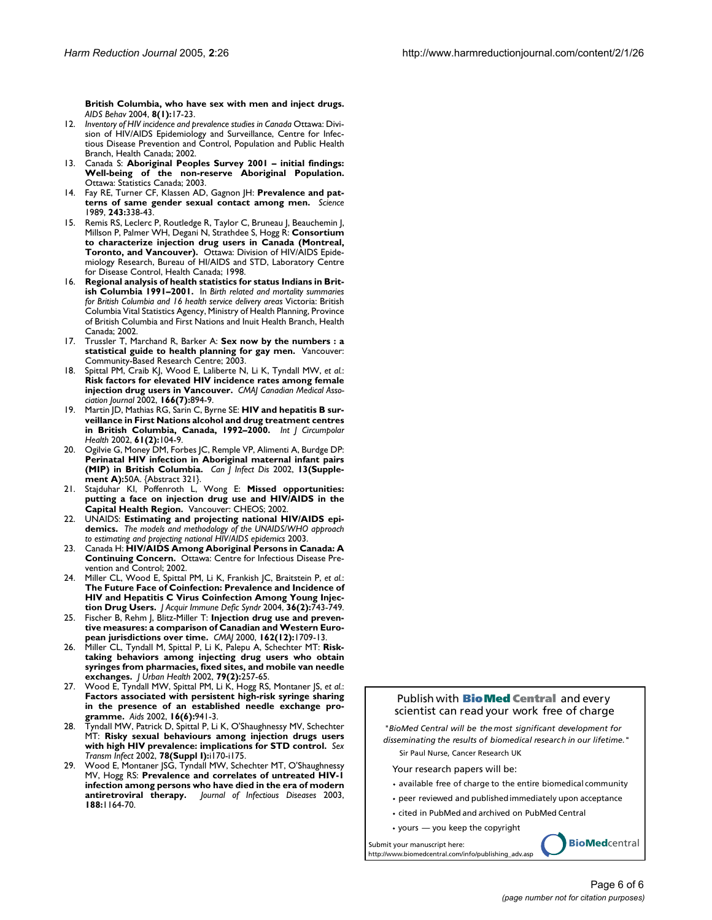**British Columbia, who have sex with men and inject drugs.** *AIDS Behav* 2004, **8(1):**17-23.

12. *Inventory of HIV incidence and prevalence studies in Canada* Ottawa: Division of HIV/AIDS Epidemiology and Surveillance, Centre for Infectious Disease Prevention and Control, Population and Public Health Branch, Health Canada; 2002.
13. Canada S: **Aboriginal Peoples Survey 2001 – initial findings: Well-being of the non-reserve Aboriginal Population.** Ottawa: Statistics Canada; 2003.
14. Fay RE, Turner CF, Klassen AD, Gagnon JH: **Prevalence and patterns of same gender sexual contact among men.** *Science* 1989, **243:**338-43.
15. Remis RS, Leclerc P, Routledge R, Taylor C, Bruneau J, Beauchemin J, Millson P, Palmer WH, Degani N, Strathdee S, Hogg R: **Consortium to characterize injection drug users in Canada (Montreal, Toronto, and Vancouver).** Ottawa: Division of HIV/AIDS Epidemiology Research, Bureau of HI/AIDS and STD, Laboratory Centre for Disease Control, Health Canada; 1998.
16. **Regional analysis of health statistics for status Indians in British Columbia 1991–2001.** In *Birth related and mortality summaries for British Columbia and 16 health service delivery areas* Victoria: British Columbia Vital Statistics Agency, Ministry of Health Planning, Province of British Columbia and First Nations and Inuit Health Branch, Health Canada; 2002.
17. Trussler T, Marchand R, Barker A: **Sex now by the numbers : a statistical guide to health planning for gay men.** Vancouver: Community-Based Research Centre; 2003.
18. Spittal PM, Craib KJ, Wood E, Laliberte N, Li K, Tyndall MW, *et al.*: **Risk factors for elevated HIV incidence rates among female injection drug users in Vancouver.** *CMAJ Canadian Medical Association Journal* 2002, **166(7):**894-9.
19. Martin JD, Mathias RG, Sarin C, Byrne SE: **HIV and hepatitis B surveillance in First Nations alcohol and drug treatment centres in British Columbia, Canada, 1992–2000.** *Int J Circumpolar Health* 2002, **61(2):**104-9.
20. Ogilvie G, Money DM, Forbes JC, Remple VP, Alimenti A, Burdge DP: **Perinatal HIV infection in Aboriginal maternal infant pairs (MIP) in British Columbia.** *Can J Infect Dis* 2002, **13(Supplement A):**50A. {Abstract 321}.
21. Stajduhar KI, Poffenroth L, Wong E: **Missed opportunities: putting a face on injection drug use and HIV/AIDS in the Capital Health Region.** Vancouver: CHEOS; 2002.
22. UNAIDS: **Estimating and projecting national HIV/AIDS epidemics.** *The models and methodology of the UNAIDS/WHO approach to estimating and projecting national HIV/AIDS epidemics* 2003.
23. Canada H: **HIV/AIDS Among Aboriginal Persons in Canada: A Continuing Concern.** Ottawa: Centre for Infectious Disease Prevention and Control; 2002.
24. Miller CL, Wood E, Spittal PM, Li K, Frankish JC, Braitstein P, *et al.*: **The Future Face of Coinfection: Prevalence and Incidence of HIV and Hepatitis C Virus Coinfection Among Young Injection Drug Users.** *J Acquir Immune Defic Syndr* 2004, **36(2):**743-749.
25. Fischer B, Rehm J, Blitz-Miller T: **Injection drug use and preventive measures: a comparison of Canadian and Western European jurisdictions over time.** *CMAJ* 2000, **162(12):**1709-13.
26. Miller CL, Tyndall M, Spittal P, Li K, Palepu A, Schechter MT: **Risk-taking behaviors among injecting drug users who obtain syringes from pharmacies, fixed sites, and mobile van needle exchanges.** *J Urban Health* 2002, **79(2):**257-65.
27. Wood E, Tyndall MW, Spittal PM, Li K, Hogg RS, Montaner JS, *et al.*: **Factors associated with persistent high-risk syringe sharing in the presence of an established needle exchange programme.** *Aids* 2002, **16(6):**941-3.
28. Tyndall MW, Patrick D, Spittal P, Li K, O'Shaughnessy MV, Schechter MT: **Risky sexual behaviours among injection drugs users with high HIV prevalence: implications for STD control.** *Sex Transm Infect* 2002, **78(Suppl I):**i170-i175.
29. Wood E, Montaner JSG, Tyndall MW, Schechter MT, O'Shaughnessy MV, Hogg RS: **Prevalence and correlates of untreated HIV-1 infection among persons who have died in the era of modern antiretroviral therapy.** *Journal of Infectious Diseases* 2003, **188:**1164-70.

Publish with **BioMed Central** and every scientist can read your work free of charge

*"BioMed Central will be the most significant development for disseminating the results of biomedical research in our lifetime."*
Sir Paul Nurse, Cancer Research UK

Your research papers will be:

- available free of charge to the entire biomedical community
- peer reviewed and published immediately upon acceptance
- cited in PubMed and archived on PubMed Central
- yours — you keep the copyright

Submit your manuscript here:
http://www.biomedcentral.com/info/publishing_adv.asp

BioMedcentral